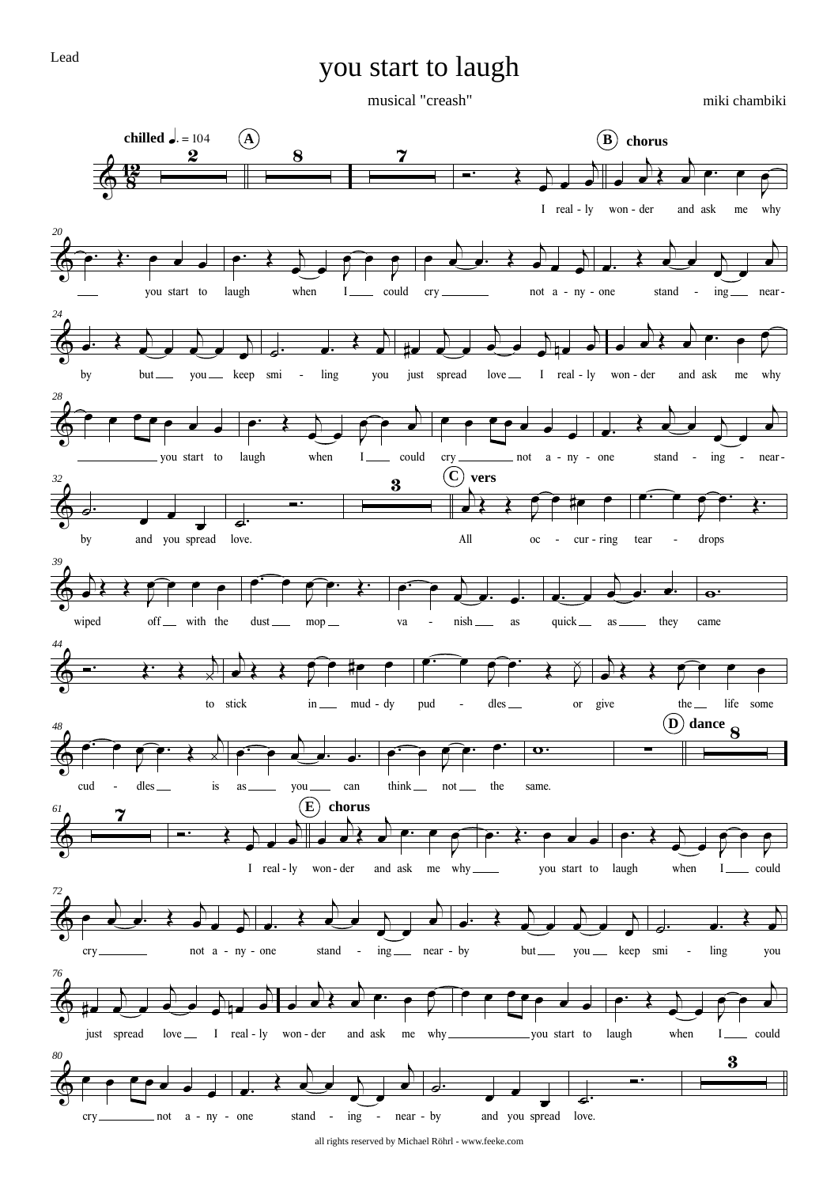Lead

# you start to laugh

musical "creash"

miki chambiki

chilled ♩. = 104

A

B chorus

I real - ly won - der and ask me why you start to laugh when I could cry not a - ny - one stand - ing near - by but you keep smi - ling you just spread love I real - ly won - der and ask me why you start to laugh when I could cry not a - ny - one stand - ing - near - by and you spread love.

C vers

All oc - cur - ring tear - drops wiped off with the dust mop va - nish as quick as they came to stick in mud - dy pud - dles or give the life some cud - dles is as you can think not the same.

D dance

E chorus

I real - ly won - der and ask me why you start to laugh when I could cry not a - ny - one stand - ing near - by but you keep smi - ling you just spread love I real - ly won - der and ask me why you start to laugh when I could cry not a - ny - one stand - ing - near - by and you spread love.

all rights reserved by Michael Röhrl - www.feeke.com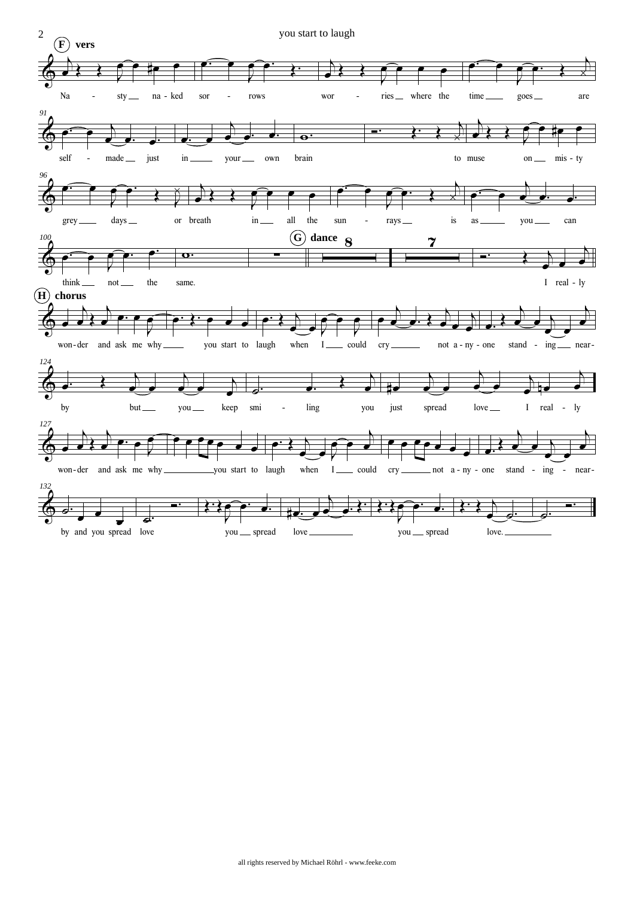**F** **vers**

Na - sty naked sor - rows wor - ries where the time goes are self - made just in your own brain to muse on mis - ty grey days or breath in all the sun - rays is as you can think not the same.

**G** **dance** 8 7

I real - ly

**H** **chorus**

won - der and ask me why you start to laugh when I could cry not a - ny - one stand - ing near - by but you keep smi - ling you just spread love I real - ly won - der and ask me why you start to laugh when I could cry not a - ny - one stand - ing - near - by and you spread love you spread love you spread love.